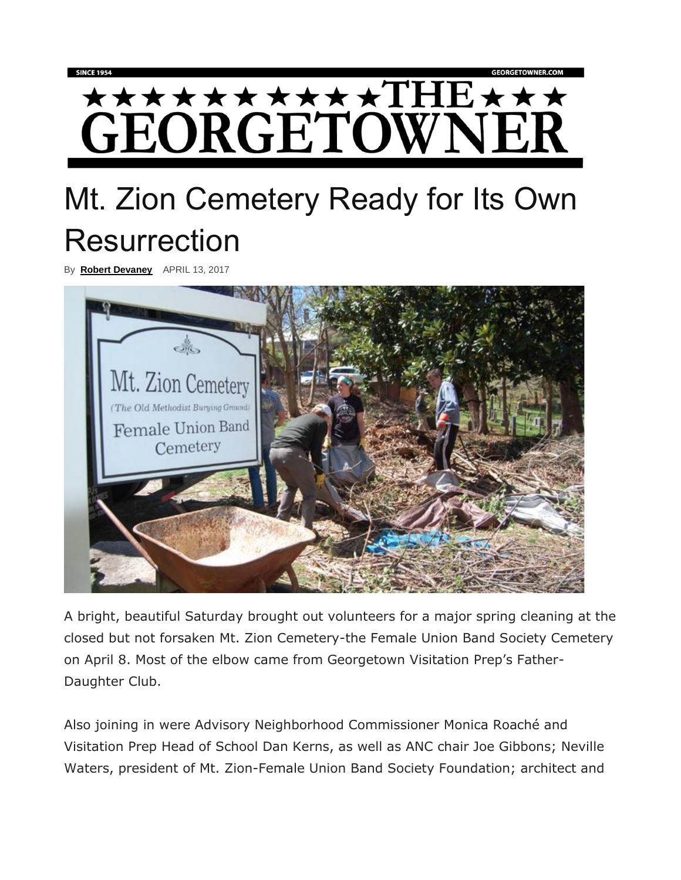SINCE 1954 GEORGETOWNER.COM

# THE GEORGETOWNER

# Mt. Zion Cemetery Ready for Its Own Resurrection

By **Robert Devaney** APRIL 13, 2017

A bright, beautiful Saturday brought out volunteers for a major spring cleaning at the closed but not forsaken Mt. Zion Cemetery-the Female Union Band Society Cemetery on April 8. Most of the elbow came from Georgetown Visitation Prep's Father-Daughter Club.

Also joining in were Advisory Neighborhood Commissioner Monica Roaché and Visitation Prep Head of School Dan Kerns, as well as ANC chair Joe Gibbons; Neville Waters, president of Mt. Zion-Female Union Band Society Foundation; architect and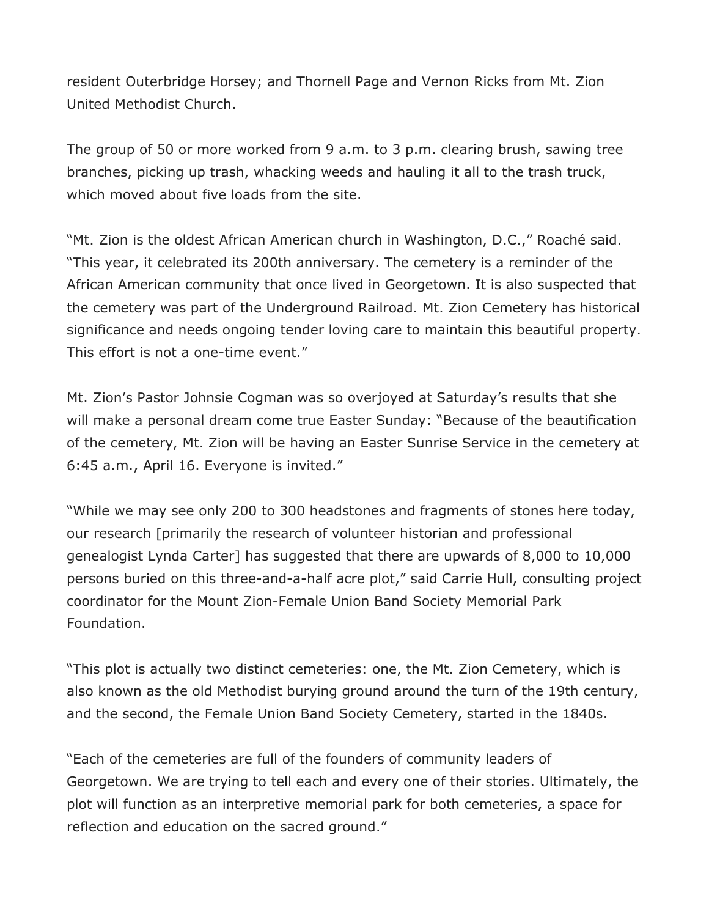resident Outerbridge Horsey; and Thornell Page and Vernon Ricks from Mt. Zion United Methodist Church.

The group of 50 or more worked from 9 a.m. to 3 p.m. clearing brush, sawing tree branches, picking up trash, whacking weeds and hauling it all to the trash truck, which moved about five loads from the site.

"Mt. Zion is the oldest African American church in Washington, D.C.," Roaché said. "This year, it celebrated its 200th anniversary. The cemetery is a reminder of the African American community that once lived in Georgetown. It is also suspected that the cemetery was part of the Underground Railroad. Mt. Zion Cemetery has historical significance and needs ongoing tender loving care to maintain this beautiful property. This effort is not a one-time event."

Mt. Zion's Pastor Johnsie Cogman was so overjoyed at Saturday's results that she will make a personal dream come true Easter Sunday: "Because of the beautification of the cemetery, Mt. Zion will be having an Easter Sunrise Service in the cemetery at 6:45 a.m., April 16. Everyone is invited."

"While we may see only 200 to 300 headstones and fragments of stones here today, our research [primarily the research of volunteer historian and professional genealogist Lynda Carter] has suggested that there are upwards of 8,000 to 10,000 persons buried on this three-and-a-half acre plot," said Carrie Hull, consulting project coordinator for the Mount Zion-Female Union Band Society Memorial Park Foundation.

"This plot is actually two distinct cemeteries: one, the Mt. Zion Cemetery, which is also known as the old Methodist burying ground around the turn of the 19th century, and the second, the Female Union Band Society Cemetery, started in the 1840s.

"Each of the cemeteries are full of the founders of community leaders of Georgetown. We are trying to tell each and every one of their stories. Ultimately, the plot will function as an interpretive memorial park for both cemeteries, a space for reflection and education on the sacred ground."